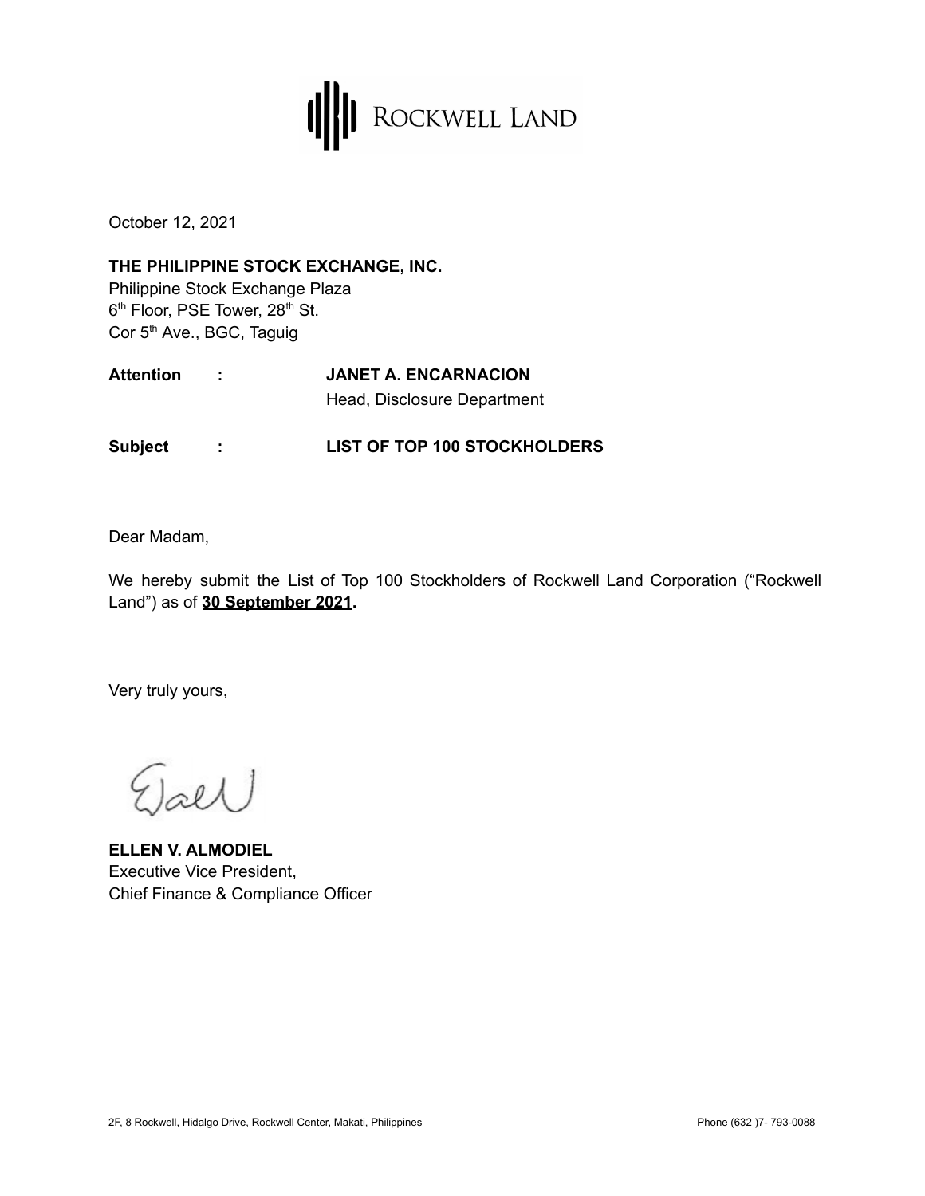ROCKWELL LAND

October 12, 2021

**THE PHILIPPINE STOCK EXCHANGE, INC.**
Philippine Stock Exchange Plaza
6th Floor, PSE Tower, 28th St.
Cor 5th Ave., BGC, Taguig

**Attention :** **JANET A. ENCARNACION**
Head, Disclosure Department

**Subject :** **LIST OF TOP 100 STOCKHOLDERS**

---

Dear Madam,

We hereby submit the List of Top 100 Stockholders of Rockwell Land Corporation ("Rockwell Land") as of **<u>30 September 2021</u>.**

Very truly yours,

**ELLEN V. ALMODIEL**
Executive Vice President,
Chief Finance & Compliance Officer

2F, 8 Rockwell, Hidalgo Drive, Rockwell Center, Makati, Philippines Phone (632 )7- 793-0088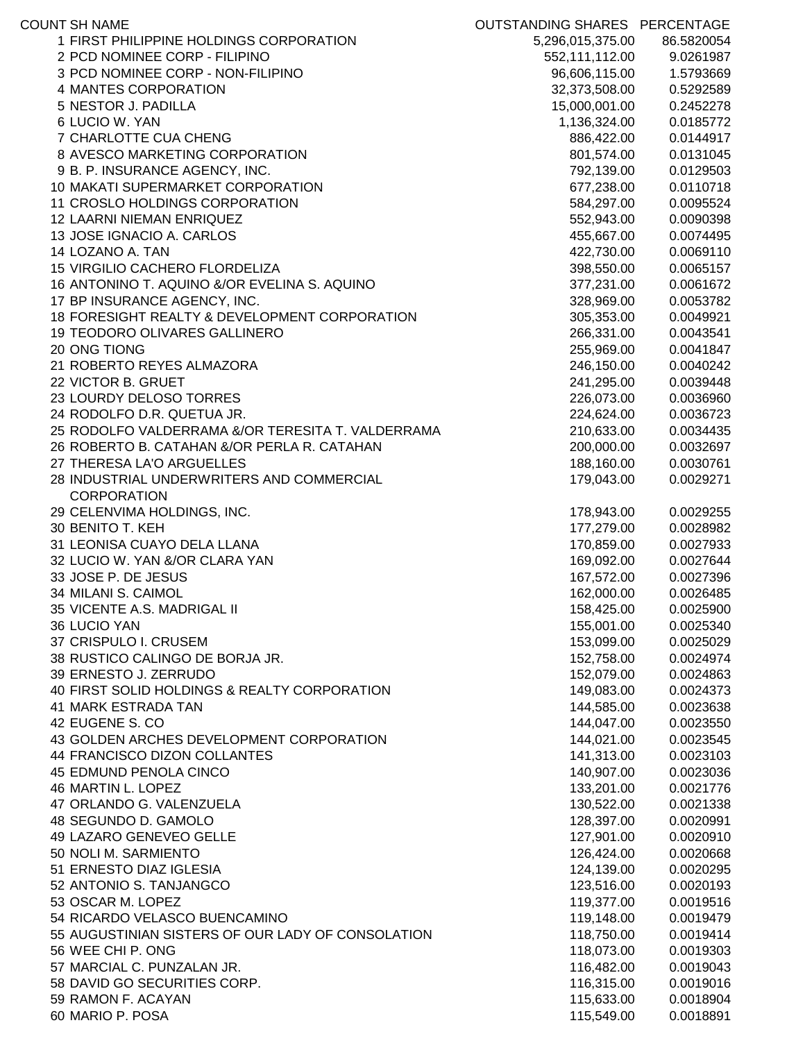| COUNT | SH NAME | OUTSTANDING SHARES | PERCENTAGE |
|---|---|---|---|
| 1 | FIRST PHILIPPINE HOLDINGS CORPORATION | 5,296,015,375.00 | 86.5820054 |
| 2 | PCD NOMINEE CORP - FILIPINO | 552,111,112.00 | 9.0261987 |
| 3 | PCD NOMINEE CORP - NON-FILIPINO | 96,606,115.00 | 1.5793669 |
| 4 | MANTES CORPORATION | 32,373,508.00 | 0.5292589 |
| 5 | NESTOR J. PADILLA | 15,000,001.00 | 0.2452278 |
| 6 | LUCIO W. YAN | 1,136,324.00 | 0.0185772 |
| 7 | CHARLOTTE CUA CHENG | 886,422.00 | 0.0144917 |
| 8 | AVESCO MARKETING CORPORATION | 801,574.00 | 0.0131045 |
| 9 | B. P. INSURANCE AGENCY, INC. | 792,139.00 | 0.0129503 |
| 10 | MAKATI SUPERMARKET CORPORATION | 677,238.00 | 0.0110718 |
| 11 | CROSLO HOLDINGS CORPORATION | 584,297.00 | 0.0095524 |
| 12 | LAARNI NIEMAN ENRIQUEZ | 552,943.00 | 0.0090398 |
| 13 | JOSE IGNACIO A. CARLOS | 455,667.00 | 0.0074495 |
| 14 | LOZANO A. TAN | 422,730.00 | 0.0069110 |
| 15 | VIRGILIO CACHERO FLORDELIZA | 398,550.00 | 0.0065157 |
| 16 | ANTONINO T. AQUINO &/OR EVELINA S. AQUINO | 377,231.00 | 0.0061672 |
| 17 | BP INSURANCE AGENCY, INC. | 328,969.00 | 0.0053782 |
| 18 | FORESIGHT REALTY & DEVELOPMENT CORPORATION | 305,353.00 | 0.0049921 |
| 19 | TEODORO OLIVARES GALLINERO | 266,331.00 | 0.0043541 |
| 20 | ONG TIONG | 255,969.00 | 0.0041847 |
| 21 | ROBERTO REYES ALMAZORA | 246,150.00 | 0.0040242 |
| 22 | VICTOR B. GRUET | 241,295.00 | 0.0039448 |
| 23 | LOURDY DELOSO TORRES | 226,073.00 | 0.0036960 |
| 24 | RODOLFO D.R. QUETUA JR. | 224,624.00 | 0.0036723 |
| 25 | RODOLFO VALDERRAMA &/OR TERESITA T. VALDERRAMA | 210,633.00 | 0.0034435 |
| 26 | ROBERTO B. CATAHAN &/OR PERLA R. CATAHAN | 200,000.00 | 0.0032697 |
| 27 | THERESA LA'O ARGUELLES | 188,160.00 | 0.0030761 |
| 28 | INDUSTRIAL UNDERWRITERS AND COMMERCIAL CORPORATION | 179,043.00 | 0.0029271 |
| 29 | CELENVIMA HOLDINGS, INC. | 178,943.00 | 0.0029255 |
| 30 | BENITO T. KEH | 177,279.00 | 0.0028982 |
| 31 | LEONISA CUAYO DELA LLANA | 170,859.00 | 0.0027933 |
| 32 | LUCIO W. YAN &/OR CLARA YAN | 169,092.00 | 0.0027644 |
| 33 | JOSE P. DE JESUS | 167,572.00 | 0.0027396 |
| 34 | MILANI S. CAIMOL | 162,000.00 | 0.0026485 |
| 35 | VICENTE A.S. MADRIGAL II | 158,425.00 | 0.0025900 |
| 36 | LUCIO YAN | 155,001.00 | 0.0025340 |
| 37 | CRISPULO I. CRUSEM | 153,099.00 | 0.0025029 |
| 38 | RUSTICO CALINGO DE BORJA JR. | 152,758.00 | 0.0024974 |
| 39 | ERNESTO J. ZERRUDO | 152,079.00 | 0.0024863 |
| 40 | FIRST SOLID HOLDINGS & REALTY CORPORATION | 149,083.00 | 0.0024373 |
| 41 | MARK ESTRADA TAN | 144,585.00 | 0.0023638 |
| 42 | EUGENE S. CO | 144,047.00 | 0.0023550 |
| 43 | GOLDEN ARCHES DEVELOPMENT CORPORATION | 144,021.00 | 0.0023545 |
| 44 | FRANCISCO DIZON COLLANTES | 141,313.00 | 0.0023103 |
| 45 | EDMUND PENOLA CINCO | 140,907.00 | 0.0023036 |
| 46 | MARTIN L. LOPEZ | 133,201.00 | 0.0021776 |
| 47 | ORLANDO G. VALENZUELA | 130,522.00 | 0.0021338 |
| 48 | SEGUNDO D. GAMOLO | 128,397.00 | 0.0020991 |
| 49 | LAZARO GENEVEO GELLE | 127,901.00 | 0.0020910 |
| 50 | NOLI M. SARMIENTO | 126,424.00 | 0.0020668 |
| 51 | ERNESTO DIAZ IGLESIA | 124,139.00 | 0.0020295 |
| 52 | ANTONIO S. TANJANGCO | 123,516.00 | 0.0020193 |
| 53 | OSCAR M. LOPEZ | 119,377.00 | 0.0019516 |
| 54 | RICARDO VELASCO BUENCAMINO | 119,148.00 | 0.0019479 |
| 55 | AUGUSTINIAN SISTERS OF OUR LADY OF CONSOLATION | 118,750.00 | 0.0019414 |
| 56 | WEE CHI P. ONG | 118,073.00 | 0.0019303 |
| 57 | MARCIAL C. PUNZALAN JR. | 116,482.00 | 0.0019043 |
| 58 | DAVID GO SECURITIES CORP. | 116,315.00 | 0.0019016 |
| 59 | RAMON F. ACAYAN | 115,633.00 | 0.0018904 |
| 60 | MARIO P. POSA | 115,549.00 | 0.0018891 |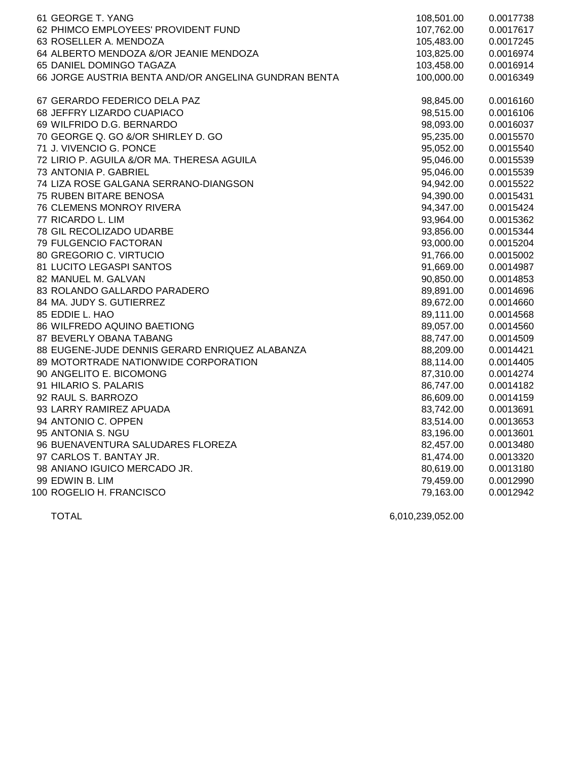| | | | |
|---|---|---|---|
| 61 | GEORGE T. YANG | 108,501.00 | 0.0017738 |
| 62 | PHIMCO EMPLOYEES' PROVIDENT FUND | 107,762.00 | 0.0017617 |
| 63 | ROSELLER A. MENDOZA | 105,483.00 | 0.0017245 |
| 64 | ALBERTO MENDOZA &/OR JEANIE MENDOZA | 103,825.00 | 0.0016974 |
| 65 | DANIEL DOMINGO TAGAZA | 103,458.00 | 0.0016914 |
| 66 | JORGE AUSTRIA BENTA AND/OR ANGELINA GUNDRAN BENTA | 100,000.00 | 0.0016349 |
| 67 | GERARDO FEDERICO DELA PAZ | 98,845.00 | 0.0016160 |
| 68 | JEFFRY LIZARDO CUAPIACO | 98,515.00 | 0.0016106 |
| 69 | WILFRIDO D.G. BERNARDO | 98,093.00 | 0.0016037 |
| 70 | GEORGE Q. GO &/OR SHIRLEY D. GO | 95,235.00 | 0.0015570 |
| 71 | J. VIVENCIO G. PONCE | 95,052.00 | 0.0015540 |
| 72 | LIRIO P. AGUILA &/OR MA. THERESA AGUILA | 95,046.00 | 0.0015539 |
| 73 | ANTONIA P. GABRIEL | 95,046.00 | 0.0015539 |
| 74 | LIZA ROSE GALGANA SERRANO-DIANGSON | 94,942.00 | 0.0015522 |
| 75 | RUBEN BITARE BENOSA | 94,390.00 | 0.0015431 |
| 76 | CLEMENS MONROY RIVERA | 94,347.00 | 0.0015424 |
| 77 | RICARDO L. LIM | 93,964.00 | 0.0015362 |
| 78 | GIL RECOLIZADO UDARBE | 93,856.00 | 0.0015344 |
| 79 | FULGENCIO FACTORAN | 93,000.00 | 0.0015204 |
| 80 | GREGORIO C. VIRTUCIO | 91,766.00 | 0.0015002 |
| 81 | LUCITO LEGASPI SANTOS | 91,669.00 | 0.0014987 |
| 82 | MANUEL M. GALVAN | 90,850.00 | 0.0014853 |
| 83 | ROLANDO GALLARDO PARADERO | 89,891.00 | 0.0014696 |
| 84 | MA. JUDY S. GUTIERREZ | 89,672.00 | 0.0014660 |
| 85 | EDDIE L. HAO | 89,111.00 | 0.0014568 |
| 86 | WILFREDO AQUINO BAETIONG | 89,057.00 | 0.0014560 |
| 87 | BEVERLY OBANA TABANG | 88,747.00 | 0.0014509 |
| 88 | EUGENE-JUDE DENNIS GERARD ENRIQUEZ ALABANZA | 88,209.00 | 0.0014421 |
| 89 | MOTORTRADE NATIONWIDE CORPORATION | 88,114.00 | 0.0014405 |
| 90 | ANGELITO E. BICOMONG | 87,310.00 | 0.0014274 |
| 91 | HILARIO S. PALARIS | 86,747.00 | 0.0014182 |
| 92 | RAUL S. BARROZO | 86,609.00 | 0.0014159 |
| 93 | LARRY RAMIREZ APUADA | 83,742.00 | 0.0013691 |
| 94 | ANTONIO C. OPPEN | 83,514.00 | 0.0013653 |
| 95 | ANTONIA S. NGU | 83,196.00 | 0.0013601 |
| 96 | BUENAVENTURA SALUDARES FLOREZA | 82,457.00 | 0.0013480 |
| 97 | CARLOS T. BANTAY JR. | 81,474.00 | 0.0013320 |
| 98 | ANIANO IGUICO MERCADO JR. | 80,619.00 | 0.0013180 |
| 99 | EDWIN B. LIM | 79,459.00 | 0.0012990 |
| 100 | ROGELIO H. FRANCISCO | 79,163.00 | 0.0012942 |
| | TOTAL | 6,010,239,052.00 | |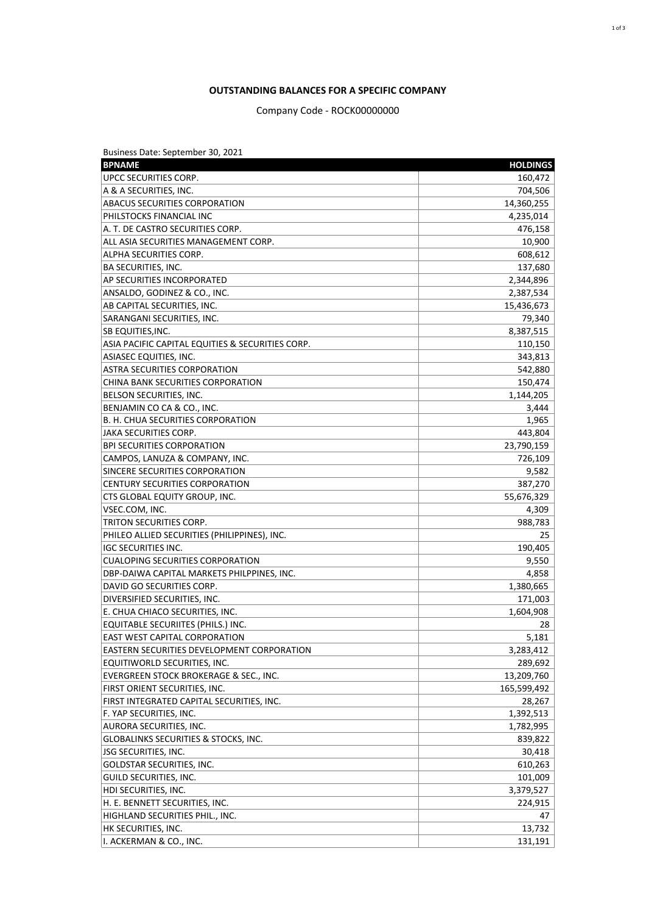**OUTSTANDING BALANCES FOR A SPECIFIC COMPANY**

Company Code - ROCK00000000

Business Date: September 30, 2021

| BPNAME | HOLDINGS |
|---|---|
| UPCC SECURITIES CORP. | 160,472 |
| A & A SECURITIES, INC. | 704,506 |
| ABACUS SECURITIES CORPORATION | 14,360,255 |
| PHILSTOCKS FINANCIAL INC | 4,235,014 |
| A. T. DE CASTRO SECURITIES CORP. | 476,158 |
| ALL ASIA SECURITIES MANAGEMENT CORP. | 10,900 |
| ALPHA SECURITIES CORP. | 608,612 |
| BA SECURITIES, INC. | 137,680 |
| AP SECURITIES INCORPORATED | 2,344,896 |
| ANSALDO, GODINEZ & CO., INC. | 2,387,534 |
| AB CAPITAL SECURITIES, INC. | 15,436,673 |
| SARANGANI SECURITIES, INC. | 79,340 |
| SB EQUITIES,INC. | 8,387,515 |
| ASIA PACIFIC CAPITAL EQUITIES & SECURITIES CORP. | 110,150 |
| ASIASEC EQUITIES, INC. | 343,813 |
| ASTRA SECURITIES CORPORATION | 542,880 |
| CHINA BANK SECURITIES CORPORATION | 150,474 |
| BELSON SECURITIES, INC. | 1,144,205 |
| BENJAMIN CO CA & CO., INC. | 3,444 |
| B. H. CHUA SECURITIES CORPORATION | 1,965 |
| JAKA SECURITIES CORP. | 443,804 |
| BPI SECURITIES CORPORATION | 23,790,159 |
| CAMPOS, LANUZA & COMPANY, INC. | 726,109 |
| SINCERE SECURITIES CORPORATION | 9,582 |
| CENTURY SECURITIES CORPORATION | 387,270 |
| CTS GLOBAL EQUITY GROUP, INC. | 55,676,329 |
| VSEC.COM, INC. | 4,309 |
| TRITON SECURITIES CORP. | 988,783 |
| PHILEO ALLIED SECURITIES (PHILIPPINES), INC. | 25 |
| IGC SECURITIES INC. | 190,405 |
| CUALOPING SECURITIES CORPORATION | 9,550 |
| DBP-DAIWA CAPITAL MARKETS PHILPPINES, INC. | 4,858 |
| DAVID GO SECURITIES CORP. | 1,380,665 |
| DIVERSIFIED SECURITIES, INC. | 171,003 |
| E. CHUA CHIACO SECURITIES, INC. | 1,604,908 |
| EQUITABLE SECURIITES (PHILS.) INC. | 28 |
| EAST WEST CAPITAL CORPORATION | 5,181 |
| EASTERN SECURITIES DEVELOPMENT CORPORATION | 3,283,412 |
| EQUITIWORLD SECURITIES, INC. | 289,692 |
| EVERGREEN STOCK BROKERAGE & SEC., INC. | 13,209,760 |
| FIRST ORIENT SECURITIES, INC. | 165,599,492 |
| FIRST INTEGRATED CAPITAL SECURITIES, INC. | 28,267 |
| F. YAP SECURITIES, INC. | 1,392,513 |
| AURORA SECURITIES, INC. | 1,782,995 |
| GLOBALINKS SECURITIES & STOCKS, INC. | 839,822 |
| JSG SECURITIES, INC. | 30,418 |
| GOLDSTAR SECURITIES, INC. | 610,263 |
| GUILD SECURITIES, INC. | 101,009 |
| HDI SECURITIES, INC. | 3,379,527 |
| H. E. BENNETT SECURITIES, INC. | 224,915 |
| HIGHLAND SECURITIES PHIL., INC. | 47 |
| HK SECURITIES, INC. | 13,732 |
| I. ACKERMAN & CO., INC. | 131,191 |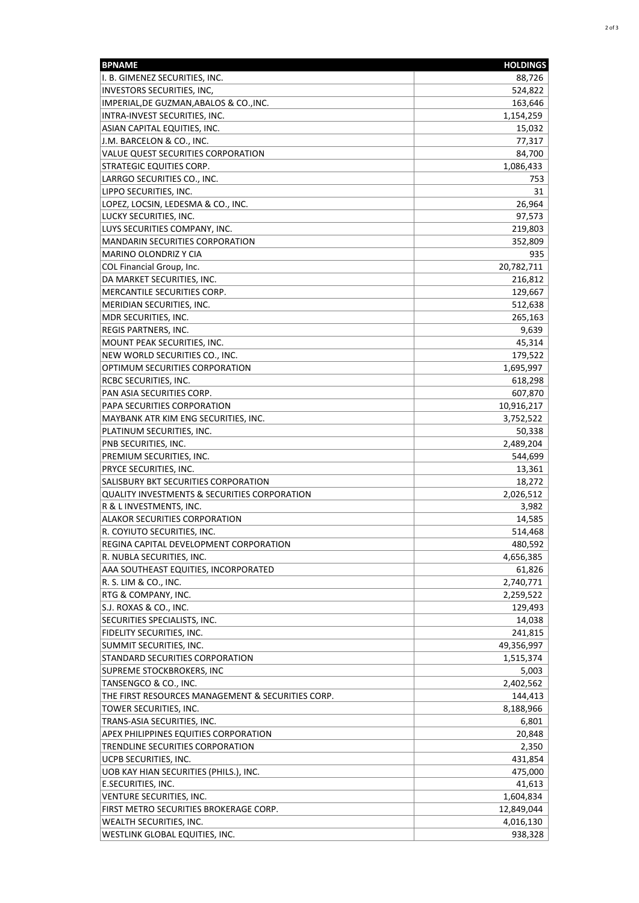| BPNAME | HOLDINGS |
| --- | ---: |
| I. B. GIMENEZ SECURITIES, INC. | 88,726 |
| INVESTORS SECURITIES, INC, | 524,822 |
| IMPERIAL,DE GUZMAN,ABALOS & CO.,INC. | 163,646 |
| INTRA-INVEST SECURITIES, INC. | 1,154,259 |
| ASIAN CAPITAL EQUITIES, INC. | 15,032 |
| J.M. BARCELON & CO., INC. | 77,317 |
| VALUE QUEST SECURITIES CORPORATION | 84,700 |
| STRATEGIC EQUITIES CORP. | 1,086,433 |
| LARRGO SECURITIES CO., INC. | 753 |
| LIPPO SECURITIES, INC. | 31 |
| LOPEZ, LOCSIN, LEDESMA & CO., INC. | 26,964 |
| LUCKY SECURITIES, INC. | 97,573 |
| LUYS SECURITIES COMPANY, INC. | 219,803 |
| MANDARIN SECURITIES CORPORATION | 352,809 |
| MARINO OLONDRIZ Y CIA | 935 |
| COL Financial Group, Inc. | 20,782,711 |
| DA MARKET SECURITIES, INC. | 216,812 |
| MERCANTILE SECURITIES CORP. | 129,667 |
| MERIDIAN SECURITIES, INC. | 512,638 |
| MDR SECURITIES, INC. | 265,163 |
| REGIS PARTNERS, INC. | 9,639 |
| MOUNT PEAK SECURITIES, INC. | 45,314 |
| NEW WORLD SECURITIES CO., INC. | 179,522 |
| OPTIMUM SECURITIES CORPORATION | 1,695,997 |
| RCBC SECURITIES, INC. | 618,298 |
| PAN ASIA SECURITIES CORP. | 607,870 |
| PAPA SECURITIES CORPORATION | 10,916,217 |
| MAYBANK ATR KIM ENG SECURITIES, INC. | 3,752,522 |
| PLATINUM SECURITIES, INC. | 50,338 |
| PNB SECURITIES, INC. | 2,489,204 |
| PREMIUM SECURITIES, INC. | 544,699 |
| PRYCE SECURITIES, INC. | 13,361 |
| SALISBURY BKT SECURITIES CORPORATION | 18,272 |
| QUALITY INVESTMENTS & SECURITIES CORPORATION | 2,026,512 |
| R & L INVESTMENTS, INC. | 3,982 |
| ALAKOR SECURITIES CORPORATION | 14,585 |
| R. COYIUTO SECURITIES, INC. | 514,468 |
| REGINA CAPITAL DEVELOPMENT CORPORATION | 480,592 |
| R. NUBLA SECURITIES, INC. | 4,656,385 |
| AAA SOUTHEAST EQUITIES, INCORPORATED | 61,826 |
| R. S. LIM & CO., INC. | 2,740,771 |
| RTG & COMPANY, INC. | 2,259,522 |
| S.J. ROXAS & CO., INC. | 129,493 |
| SECURITIES SPECIALISTS, INC. | 14,038 |
| FIDELITY SECURITIES, INC. | 241,815 |
| SUMMIT SECURITIES, INC. | 49,356,997 |
| STANDARD SECURITIES CORPORATION | 1,515,374 |
| SUPREME STOCKBROKERS, INC | 5,003 |
| TANSENGCO & CO., INC. | 2,402,562 |
| THE FIRST RESOURCES MANAGEMENT & SECURITIES CORP. | 144,413 |
| TOWER SECURITIES, INC. | 8,188,966 |
| TRANS-ASIA SECURITIES, INC. | 6,801 |
| APEX PHILIPPINES EQUITIES CORPORATION | 20,848 |
| TRENDLINE SECURITIES CORPORATION | 2,350 |
| UCPB SECURITIES, INC. | 431,854 |
| UOB KAY HIAN SECURITIES (PHILS.), INC. | 475,000 |
| E.SECURITIES, INC. | 41,613 |
| VENTURE SECURITIES, INC. | 1,604,834 |
| FIRST METRO SECURITIES BROKERAGE CORP. | 12,849,044 |
| WEALTH SECURITIES, INC. | 4,016,130 |
| WESTLINK GLOBAL EQUITIES, INC. | 938,328 |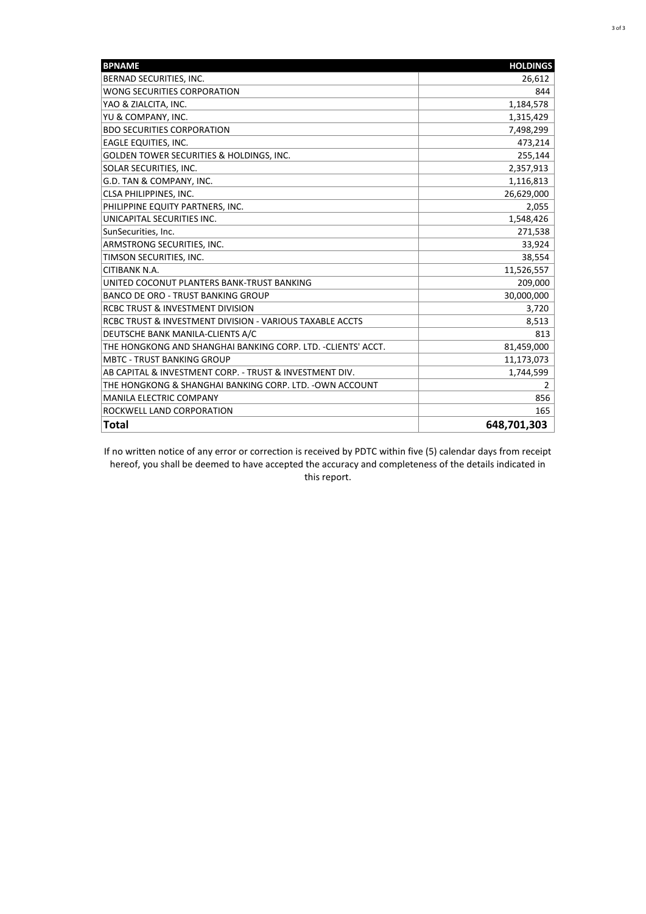| BPNAME | HOLDINGS |
|---|---|
| BERNAD SECURITIES, INC. | 26,612 |
| WONG SECURITIES CORPORATION | 844 |
| YAO & ZIALCITA, INC. | 1,184,578 |
| YU & COMPANY, INC. | 1,315,429 |
| BDO SECURITIES CORPORATION | 7,498,299 |
| EAGLE EQUITIES, INC. | 473,214 |
| GOLDEN TOWER SECURITIES & HOLDINGS, INC. | 255,144 |
| SOLAR SECURITIES, INC. | 2,357,913 |
| G.D. TAN & COMPANY, INC. | 1,116,813 |
| CLSA PHILIPPINES, INC. | 26,629,000 |
| PHILIPPINE EQUITY PARTNERS, INC. | 2,055 |
| UNICAPITAL SECURITIES INC. | 1,548,426 |
| SunSecurities, Inc. | 271,538 |
| ARMSTRONG SECURITIES, INC. | 33,924 |
| TIMSON SECURITIES, INC. | 38,554 |
| CITIBANK N.A. | 11,526,557 |
| UNITED COCONUT PLANTERS BANK-TRUST BANKING | 209,000 |
| BANCO DE ORO - TRUST BANKING GROUP | 30,000,000 |
| RCBC TRUST & INVESTMENT DIVISION | 3,720 |
| RCBC TRUST & INVESTMENT DIVISION - VARIOUS TAXABLE ACCTS | 8,513 |
| DEUTSCHE BANK MANILA-CLIENTS A/C | 813 |
| THE HONGKONG AND SHANGHAI BANKING CORP. LTD. -CLIENTS' ACCT. | 81,459,000 |
| MBTC - TRUST BANKING GROUP | 11,173,073 |
| AB CAPITAL & INVESTMENT CORP. - TRUST & INVESTMENT DIV. | 1,744,599 |
| THE HONGKONG & SHANGHAI BANKING CORP. LTD. -OWN ACCOUNT | 2 |
| MANILA ELECTRIC COMPANY | 856 |
| ROCKWELL LAND CORPORATION | 165 |
| **Total** | **648,701,303** |

If no written notice of any error or correction is received by PDTC within five (5) calendar days from receipt hereof, you shall be deemed to have accepted the accuracy and completeness of the details indicated in this report.